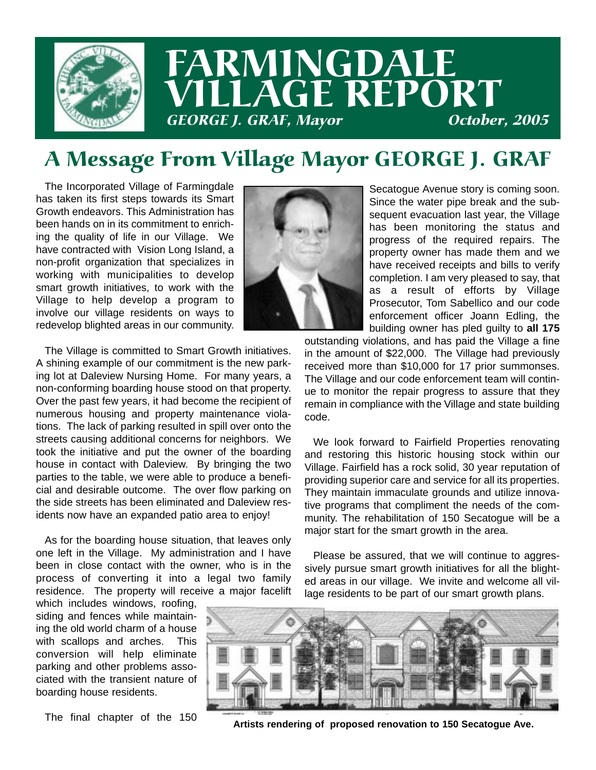# FARMINGDALE VILLAGE REPORT

*GEORGE J. GRAF, Mayor* — *October, 2005*

## A Message From Village Mayor GEORGE J. GRAF

The Incorporated Village of Farmingdale has taken its first steps towards its Smart Growth endeavors. This Administration has been hands on in its commitment to enriching the quality of life in our Village. We have contracted with Vision Long Island, a non-profit organization that specializes in working with municipalities to develop smart growth initiatives, to work with the Village to help develop a program to involve our village residents on ways to redevelop blighted areas in our community.

The Village is committed to Smart Growth initiatives. A shining example of our commitment is the new parking lot at Daleview Nursing Home. For many years, a non-conforming boarding house stood on that property. Over the past few years, it had become the recipient of numerous housing and property maintenance violations. The lack of parking resulted in spill over onto the streets causing additional concerns for neighbors. We took the initiative and put the owner of the boarding house in contact with Daleview. By bringing the two parties to the table, we were able to produce a beneficial and desirable outcome. The over flow parking on the side streets has been eliminated and Daleview residents now have an expanded patio area to enjoy!

As for the boarding house situation, that leaves only one left in the Village. My administration and I have been in close contact with the owner, who is in the process of converting it into a legal two family residence. The property will receive a major facelift which includes windows, roofing, siding and fences while maintaining the old world charm of a house with scallops and arches. This conversion will help eliminate parking and other problems associated with the transient nature of boarding house residents.

The final chapter of the 150 Secatogue Avenue story is coming soon. Since the water pipe break and the subsequent evacuation last year, the Village has been monitoring the status and progress of the required repairs. The property owner has made them and we have received receipts and bills to verify completion. I am very pleased to say, that as a result of efforts by Village Prosecutor, Tom Sabellico and our code enforcement officer Joann Edling, the building owner has pled guilty to **all 175** outstanding violations, and has paid the Village a fine in the amount of $22,000. The Village had previously received more than $10,000 for 17 prior summonses. The Village and our code enforcement team will continue to monitor the repair progress to assure that they remain in compliance with the Village and state building code.

We look forward to Fairfield Properties renovating and restoring this historic housing stock within our Village. Fairfield has a rock solid, 30 year reputation of providing superior care and service for all its properties. They maintain immaculate grounds and utilize innovative programs that compliment the needs of the community. The rehabilitation of 150 Secatogue will be a major start for the smart growth in the area.

Please be assured, that we will continue to aggressively pursue smart growth initiatives for all the blighted areas in our village. We invite and welcome all village residents to be part of our smart growth plans.

**Artists rendering of proposed renovation to 150 Secatogue Ave.**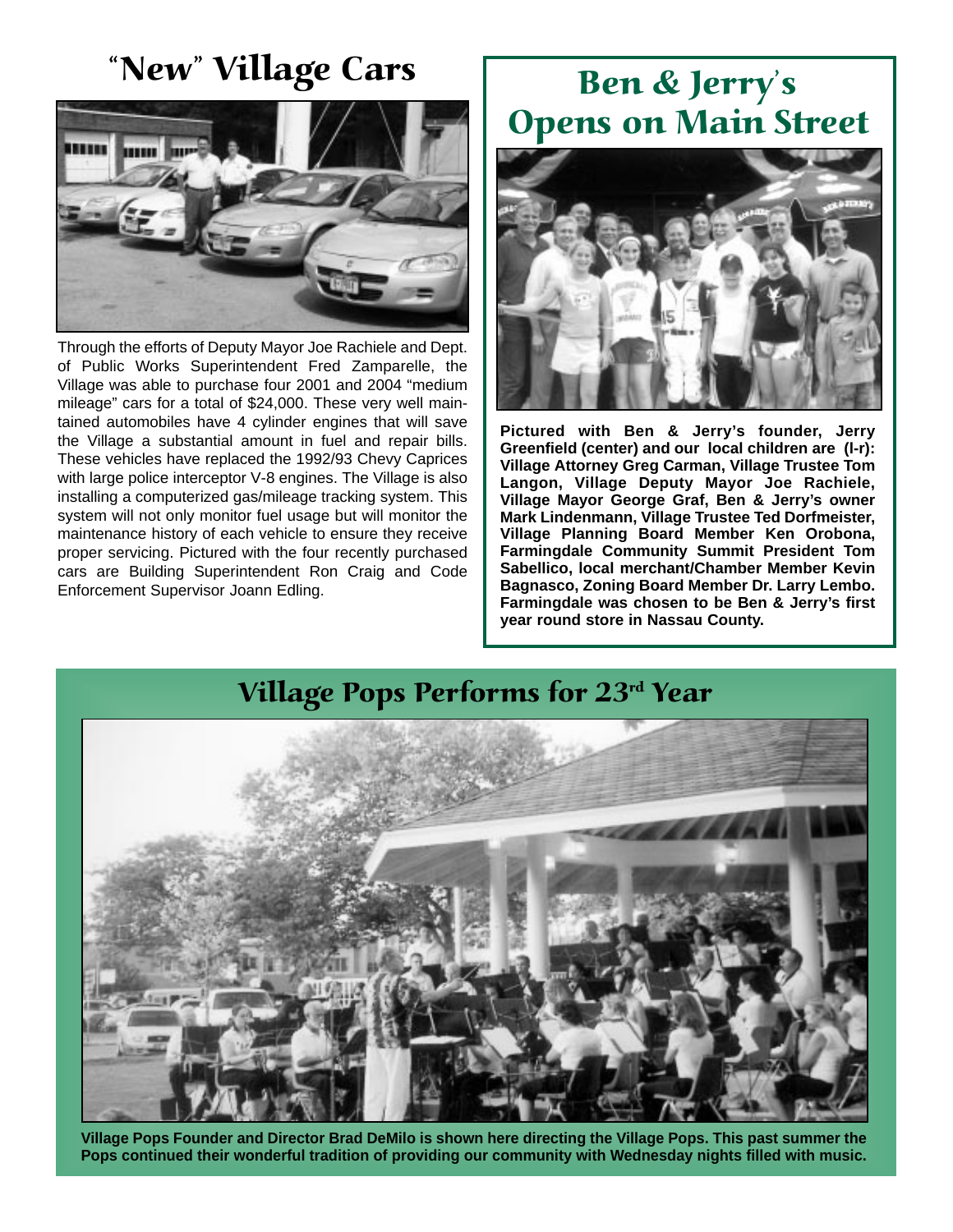# "New" Village Cars

Through the efforts of Deputy Mayor Joe Rachiele and Dept. of Public Works Superintendent Fred Zamparelle, the Village was able to purchase four 2001 and 2004 "medium mileage" cars for a total of $24,000. These very well maintained automobiles have 4 cylinder engines that will save the Village a substantial amount in fuel and repair bills. These vehicles have replaced the 1992/93 Chevy Caprices with large police interceptor V-8 engines. The Village is also installing a computerized gas/mileage tracking system. This system will not only monitor fuel usage but will monitor the maintenance history of each vehicle to ensure they receive proper servicing. Pictured with the four recently purchased cars are Building Superintendent Ron Craig and Code Enforcement Supervisor Joann Edling.

# Ben & Jerry's Opens on Main Street

**Pictured with Ben & Jerry's founder, Jerry Greenfield (center) and our local children are (l-r): Village Attorney Greg Carman, Village Trustee Tom Langon, Village Deputy Mayor Joe Rachiele, Village Mayor George Graf, Ben & Jerry's owner Mark Lindenmann, Village Trustee Ted Dorfmeister, Village Planning Board Member Ken Orobona, Farmingdale Community Summit President Tom Sabellico, local merchant/Chamber Member Kevin Bagnasco, Zoning Board Member Dr. Larry Lembo. Farmingdale was chosen to be Ben & Jerry's first year round store in Nassau County.**

# Village Pops Performs for 23rd Year

**Village Pops Founder and Director Brad DeMilo is shown here directing the Village Pops. This past summer the Pops continued their wonderful tradition of providing our community with Wednesday nights filled with music.**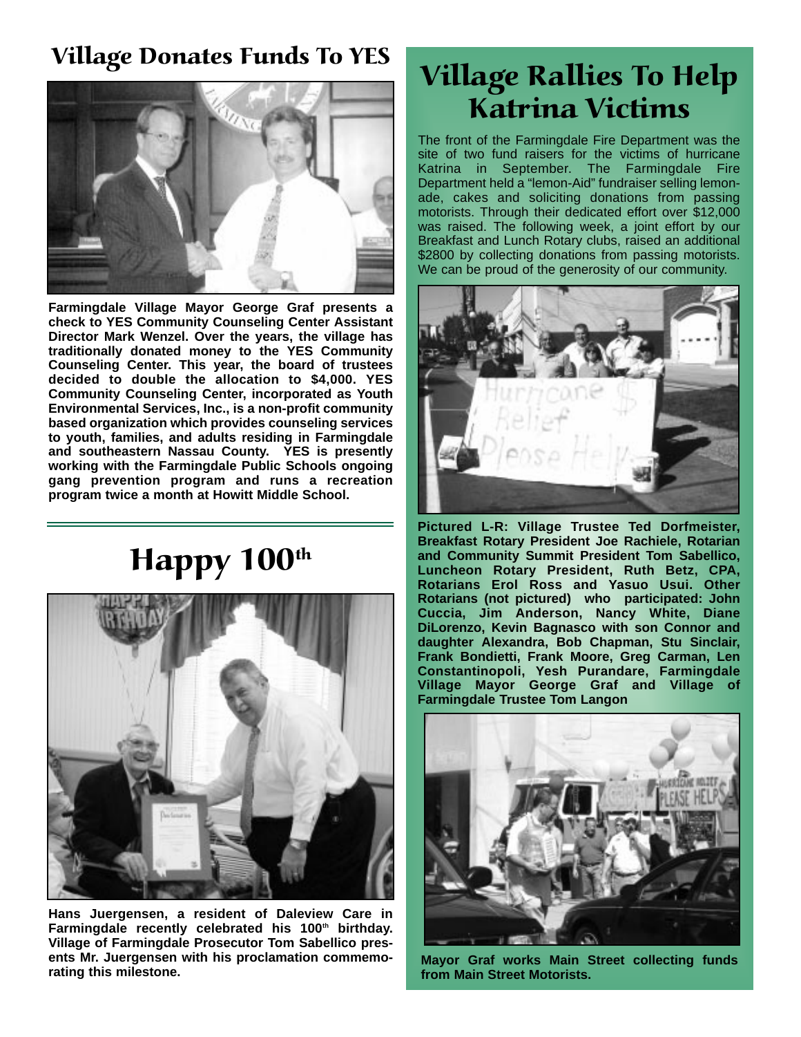## Village Donates Funds To YES

**Farmingdale Village Mayor George Graf presents a check to YES Community Counseling Center Assistant Director Mark Wenzel. Over the years, the village has traditionally donated money to the YES Community Counseling Center. This year, the board of trustees decided to double the allocation to $4,000. YES Community Counseling Center, incorporated as Youth Environmental Services, Inc., is a non-profit community based organization which provides counseling services to youth, families, and adults residing in Farmingdale and southeastern Nassau County. YES is presently working with the Farmingdale Public Schools ongoing gang prevention program and runs a recreation program twice a month at Howitt Middle School.**

## Happy 100th

**Hans Juergensen, a resident of Daleview Care in Farmingdale recently celebrated his 100th birthday. Village of Farmingdale Prosecutor Tom Sabellico presents Mr. Juergensen with his proclamation commemorating this milestone.**

## Village Rallies To Help Katrina Victims

The front of the Farmingdale Fire Department was the site of two fund raisers for the victims of hurricane Katrina in September. The Farmingdale Fire Department held a "lemon-Aid" fundraiser selling lemonade, cakes and soliciting donations from passing motorists. Through their dedicated effort over $12,000 was raised. The following week, a joint effort by our Breakfast and Lunch Rotary clubs, raised an additional $2800 by collecting donations from passing motorists. We can be proud of the generosity of our community.

**Pictured L-R: Village Trustee Ted Dorfmeister, Breakfast Rotary President Joe Rachiele, Rotarian and Community Summit President Tom Sabellico, Luncheon Rotary President, Ruth Betz, CPA, Rotarians Erol Ross and Yasuo Usui. Other Rotarians (not pictured) who participated: John Cuccia, Jim Anderson, Nancy White, Diane DiLorenzo, Kevin Bagnasco with son Connor and daughter Alexandra, Bob Chapman, Stu Sinclair, Frank Bondietti, Frank Moore, Greg Carman, Len Constantinopoli, Yesh Purandare, Farmingdale Village Mayor George Graf and Village of Farmingdale Trustee Tom Langon**

**Mayor Graf works Main Street collecting funds from Main Street Motorists.**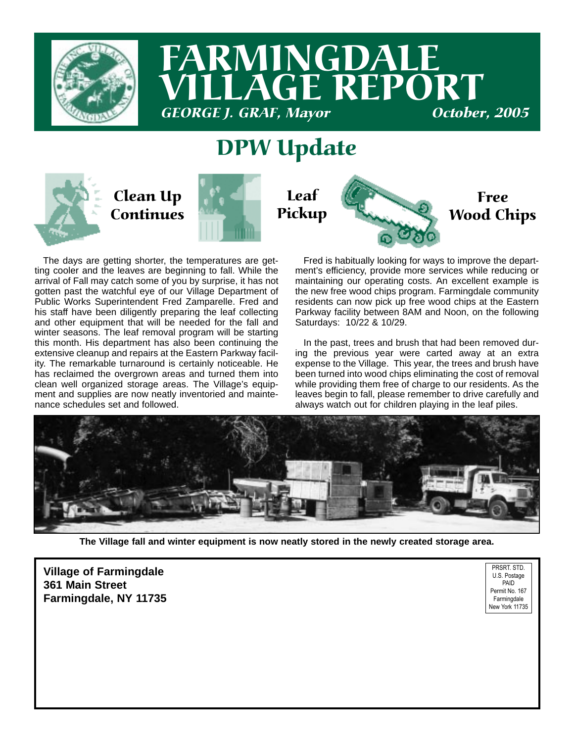# FARMINGDALE VILLAGE REPORT

*GEORGE J. GRAF, Mayor* *October, 2005*

## DPW Update

### Clean Up Continues

### Leaf Pickup

### Free Wood Chips

The days are getting shorter, the temperatures are getting cooler and the leaves are beginning to fall. While the arrival of Fall may catch some of you by surprise, it has not gotten past the watchful eye of our Village Department of Public Works Superintendent Fred Zamparelle. Fred and his staff have been diligently preparing the leaf collecting and other equipment that will be needed for the fall and winter seasons. The leaf removal program will be starting this month. His department has also been continuing the extensive cleanup and repairs at the Eastern Parkway facility. The remarkable turnaround is certainly noticeable. He has reclaimed the overgrown areas and turned them into clean well organized storage areas. The Village's equipment and supplies are now neatly inventoried and maintenance schedules set and followed.

Fred is habitually looking for ways to improve the department's efficiency, provide more services while reducing or maintaining our operating costs. An excellent example is the new free wood chips program. Farmingdale community residents can now pick up free wood chips at the Eastern Parkway facility between 8AM and Noon, on the following Saturdays: 10/22 & 10/29.

In the past, trees and brush that had been removed during the previous year were carted away at an extra expense to the Village. This year, the trees and brush have been turned into wood chips eliminating the cost of removal while providing them free of charge to our residents. As the leaves begin to fall, please remember to drive carefully and always watch out for children playing in the leaf piles.

**The Village fall and winter equipment is now neatly stored in the newly created storage area.**

**Village of Farmingdale**
**361 Main Street**
**Farmingdale, NY 11735**

PRSRT. STD.
U.S. Postage
PAID
Permit No. 167
Farmingdale
New York 11735